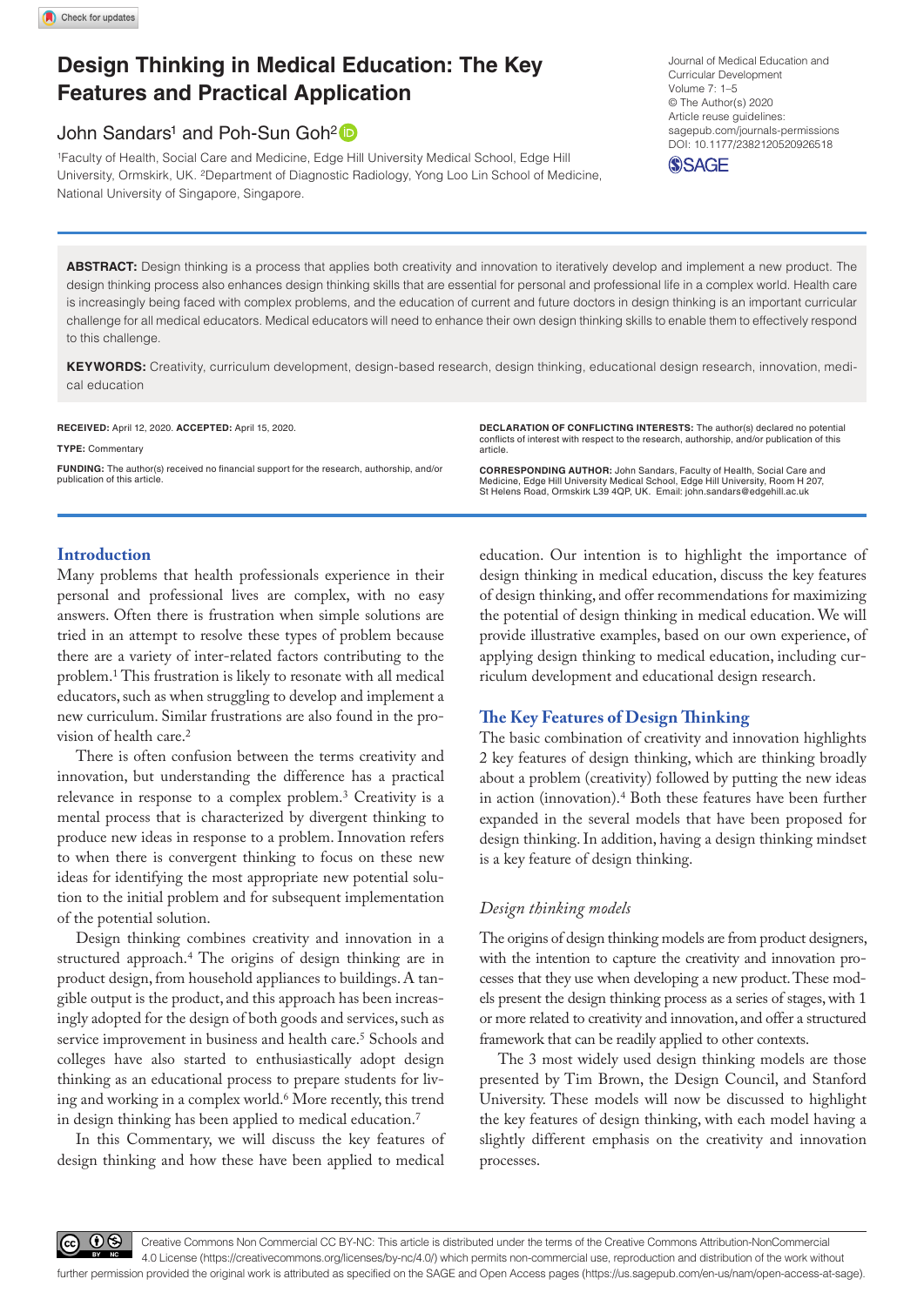# Design Thinking in Medical Education: The Key Features and Practical Application

John Sanders[1] and Poh-Sun Goh[2]

[1]Faculty of Health, Social Care and Medicine, Edge Hill University Medical School, Edge Hill University, Ormskirk, UK. [2]Department of Diagnostic Radiology, Yong Loo Lin School of Medicine, National University of Singapore, Singapore.

Journal of Medical Education and Curricular Development
Volume 7: 1–5
© The Author(s) 2020
Article reuse guidelines: sagepub.com/journals-permissions
DOI: 10.1177/2382120520926518

**ABSTRACT:** Design thinking is a process that applies both creativity and innovation to iteratively develop and implement a new product. The design thinking process also enhances design thinking skills that are essential for personal and professional life in a complex world. Health care is increasingly being faced with complex problems, and the education of current and future doctors in design thinking is an important curricular challenge for all medical educators. Medical educators will need to enhance their own design thinking skills to enable them to effectively respond to this challenge.

**KEYWORDS:** Creativity, curriculum development, design-based research, design thinking, educational design research, innovation, medical education

**RECEIVED:** April 12, 2020. **ACCEPTED:** April 15, 2020.

**TYPE:** Commentary

**FUNDING:** The author(s) received no financial support for the research, authorship, and/or publication of this article.

**DECLARATION OF CONFLICTING INTERESTS:** The author(s) declared no potential conflicts of interest with respect to the research, authorship, and/or publication of this article.

**CORRESPONDING AUTHOR:** John Sanders, Faculty of Health, Social Care and Medicine, Edge Hill University Medical School, Edge Hill University, Room H 207, St Helens Road, Ormskirk L39 4QP, UK. Email: john.sanders@edgehill.ac.uk

## Introduction

Many problems that health professionals experience in their personal and professional lives are complex, with no easy answers. Often there is frustration when simple solutions are tried in an attempt to resolve these types of problem because there are a variety of inter-related factors contributing to the problem.[1] This frustration is likely to resonate with all medical educators, such as when struggling to develop and implement a new curriculum. Similar frustrations are also found in the provision of health care.[2]

There is often confusion between the terms creativity and innovation, but understanding the difference has a practical relevance in response to a complex problem.[3] Creativity is a mental process that is characterized by divergent thinking to produce new ideas in response to a problem. Innovation refers to when there is convergent thinking to focus on these new ideas for identifying the most appropriate new potential solution to the initial problem and for subsequent implementation of the potential solution.

Design thinking combines creativity and innovation in a structured approach.[4] The origins of design thinking are in product design, from household appliances to buildings. A tangible output is the product, and this approach has been increasingly adopted for the design of both goods and services, such as service improvement in business and health care.[5] Schools and colleges have also started to enthusiastically adopt design thinking as an educational process to prepare students for living and working in a complex world.[6] More recently, this trend in design thinking has been applied to medical education.[7]

In this Commentary, we will discuss the key features of design thinking and how these have been applied to medical education. Our intention is to highlight the importance of design thinking in medical education, discuss the key features of design thinking, and offer recommendations for maximizing the potential of design thinking in medical education. We will provide illustrative examples, based on our own experience, of applying design thinking to medical education, including curriculum development and educational design research.

## The Key Features of Design Thinking

The basic combination of creativity and innovation highlights 2 key features of design thinking, which are thinking broadly about a problem (creativity) followed by putting the new ideas in action (innovation).[4] Both these features have been further expanded in the several models that have been proposed for design thinking. In addition, having a design thinking mindset is a key feature of design thinking.

### *Design thinking models*

The origins of design thinking models are from product designers, with the intention to capture the creativity and innovation processes that they use when developing a new product. These models present the design thinking process as a series of stages, with 1 or more related to creativity and innovation, and offer a structured framework that can be readily applied to other contexts.

The 3 most widely used design thinking models are those presented by Tim Brown, the Design Council, and Stanford University. These models will now be discussed to highlight the key features of design thinking, with each model having a slightly different emphasis on the creativity and innovation processes.

Creative Commons Non Commercial CC BY-NC: This article is distributed under the terms of the Creative Commons Attribution-NonCommercial 4.0 License (https://creativecommons.org/licenses/by-nc/4.0/) which permits non-commercial use, reproduction and distribution of the work without further permission provided the original work is attributed as specified on the SAGE and Open Access pages (https://us.sagepub.com/en-us/nam/open-access-at-sage).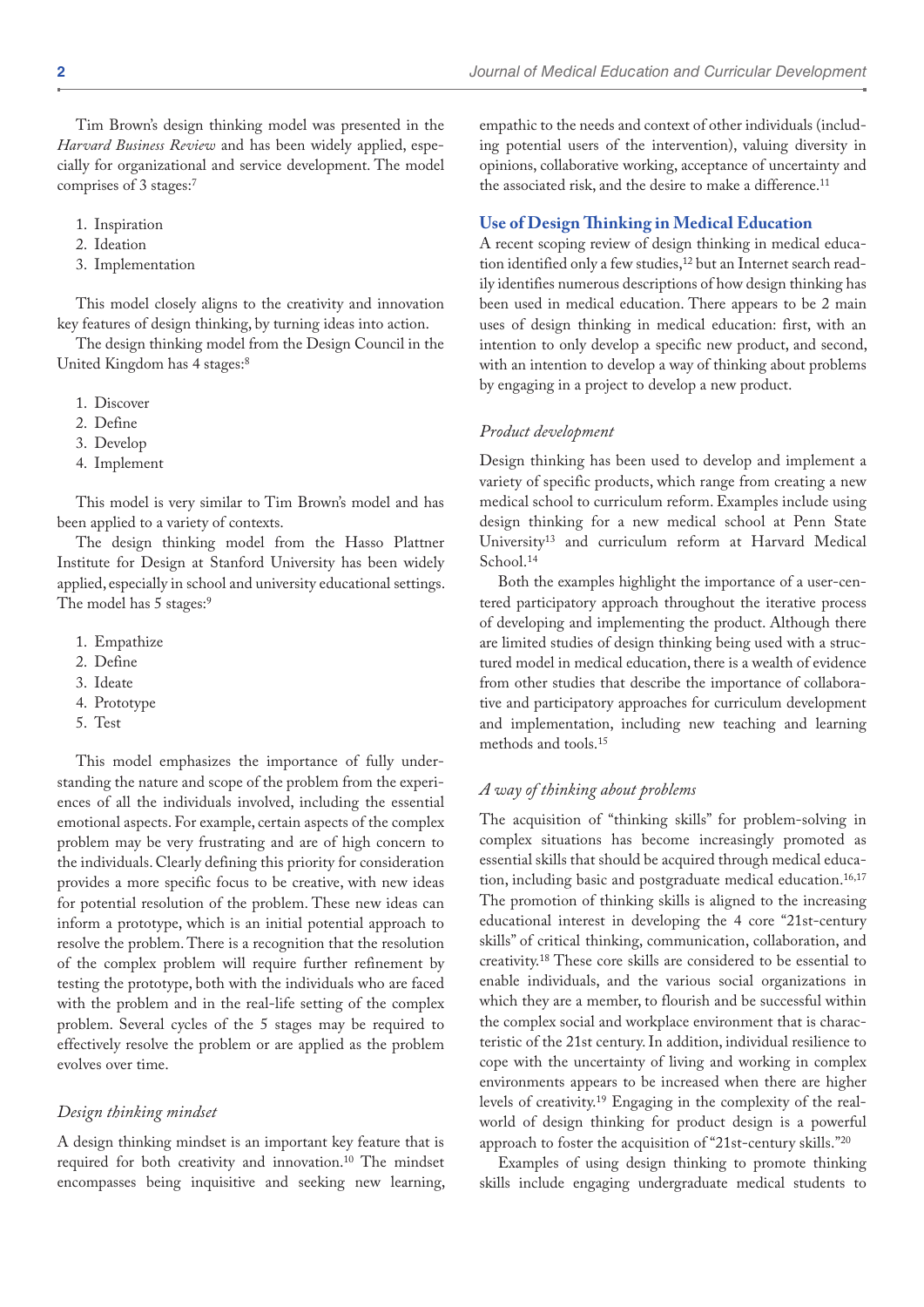Tim Brown's design thinking model was presented in the *Harvard Business Review* and has been widely applied, especially for organizational and service development. The model comprises of 3 stages:[7]

1. Inspiration
2. Ideation
3. Implementation

This model closely aligns to the creativity and innovation key features of design thinking, by turning ideas into action.

The design thinking model from the Design Council in the United Kingdom has 4 stages:[8]

1. Discover
2. Define
3. Develop
4. Implement

This model is very similar to Tim Brown's model and has been applied to a variety of contexts.

The design thinking model from the Hasso Plattner Institute for Design at Stanford University has been widely applied, especially in school and university educational settings. The model has 5 stages:[9]

1. Empathize
2. Define
3. Ideate
4. Prototype
5. Test

This model emphasizes the importance of fully understanding the nature and scope of the problem from the experiences of all the individuals involved, including the essential emotional aspects. For example, certain aspects of the complex problem may be very frustrating and are of high concern to the individuals. Clearly defining this priority for consideration provides a more specific focus to be creative, with new ideas for potential resolution of the problem. These new ideas can inform a prototype, which is an initial potential approach to resolve the problem. There is a recognition that the resolution of the complex problem will require further refinement by testing the prototype, both with the individuals who are faced with the problem and in the real-life setting of the complex problem. Several cycles of the 5 stages may be required to effectively resolve the problem or are applied as the problem evolves over time.

### *Design thinking mindset*

A design thinking mindset is an important key feature that is required for both creativity and innovation.[10] The mindset encompasses being inquisitive and seeking new learning, empathic to the needs and context of other individuals (including potential users of the intervention), valuing diversity in opinions, collaborative working, acceptance of uncertainty and the associated risk, and the desire to make a difference.[11]

## Use of Design Thinking in Medical Education

A recent scoping review of design thinking in medical education identified only a few studies,[12] but an Internet search readily identifies numerous descriptions of how design thinking has been used in medical education. There appears to be 2 main uses of design thinking in medical education: first, with an intention to only develop a specific new product, and second, with an intention to develop a way of thinking about problems by engaging in a project to develop a new product.

### *Product development*

Design thinking has been used to develop and implement a variety of specific products, which range from creating a new medical school to curriculum reform. Examples include using design thinking for a new medical school at Penn State University[13] and curriculum reform at Harvard Medical School.[14]

Both the examples highlight the importance of a user-centered participatory approach throughout the iterative process of developing and implementing the product. Although there are limited studies of design thinking being used with a structured model in medical education, there is a wealth of evidence from other studies that describe the importance of collaborative and participatory approaches for curriculum development and implementation, including new teaching and learning methods and tools.[15]

### *A way of thinking about problems*

The acquisition of "thinking skills" for problem-solving in complex situations has become increasingly promoted as essential skills that should be acquired through medical education, including basic and postgraduate medical education.[16,17] The promotion of thinking skills is aligned to the increasing educational interest in developing the 4 core "21st-century skills" of critical thinking, communication, collaboration, and creativity.[18] These core skills are considered to be essential to enable individuals, and the various social organizations in which they are a member, to flourish and be successful within the complex social and workplace environment that is characteristic of the 21st century. In addition, individual resilience to cope with the uncertainty of living and working in complex environments appears to be increased when there are higher levels of creativity.[19] Engaging in the complexity of the real-world of design thinking for product design is a powerful approach to foster the acquisition of "21st-century skills."[20]

Examples of using design thinking to promote thinking skills include engaging undergraduate medical students to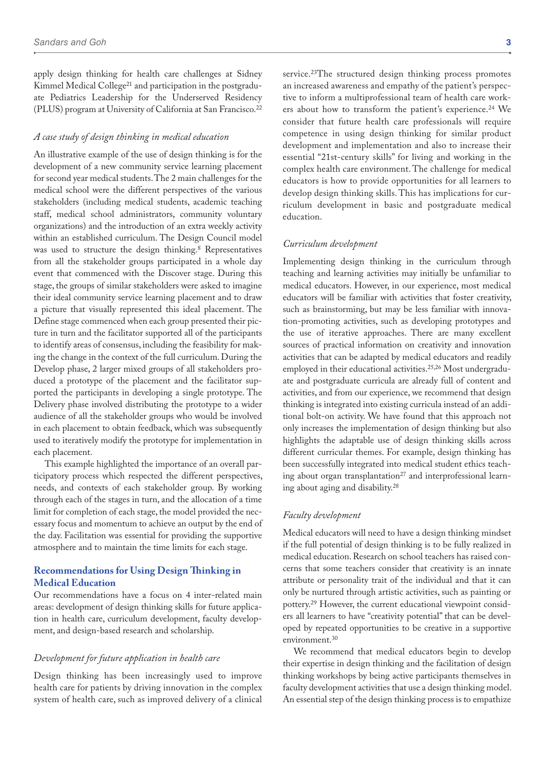apply design thinking for health care challenges at Sidney Kimmel Medical College[21] and participation in the postgraduate Pediatrics Leadership for the Underserved Residency (PLUS) program at University of California at San Francisco.[22]

### *A case study of design thinking in medical education*

An illustrative example of the use of design thinking is for the development of a new community service learning placement for second year medical students. The 2 main challenges for the medical school were the different perspectives of the various stakeholders (including medical students, academic teaching staff, medical school administrators, community voluntary organizations) and the introduction of an extra weekly activity within an established curriculum. The Design Council model was used to structure the design thinking.[8] Representatives from all the stakeholder groups participated in a whole day event that commenced with the Discover stage. During this stage, the groups of similar stakeholders were asked to imagine their ideal community service learning placement and to draw a picture that visually represented this ideal placement. The Define stage commenced when each group presented their picture in turn and the facilitator supported all of the participants to identify areas of consensus, including the feasibility for making the change in the context of the full curriculum. During the Develop phase, 2 larger mixed groups of all stakeholders produced a prototype of the placement and the facilitator supported the participants in developing a single prototype. The Delivery phase involved distributing the prototype to a wider audience of all the stakeholder groups who would be involved in each placement to obtain feedback, which was subsequently used to iteratively modify the prototype for implementation in each placement.

This example highlighted the importance of an overall participatory process which respected the different perspectives, needs, and contexts of each stakeholder group. By working through each of the stages in turn, and the allocation of a time limit for completion of each stage, the model provided the necessary focus and momentum to achieve an output by the end of the day. Facilitation was essential for providing the supportive atmosphere and to maintain the time limits for each stage.

## Recommendations for Using Design Thinking in Medical Education

Our recommendations have a focus on 4 inter-related main areas: development of design thinking skills for future application in health care, curriculum development, faculty development, and design-based research and scholarship.

### *Development for future application in health care*

Design thinking has been increasingly used to improve health care for patients by driving innovation in the complex system of health care, such as improved delivery of a clinical service.[23] The structured design thinking process promotes an increased awareness and empathy of the patient's perspective to inform a multiprofessional team of health care workers about how to transform the patient's experience.[24] We consider that future health care professionals will require competence in using design thinking for similar product development and implementation and also to increase their essential "21st-century skills" for living and working in the complex health care environment. The challenge for medical educators is how to provide opportunities for all learners to develop design thinking skills. This has implications for curriculum development in basic and postgraduate medical education.

### *Curriculum development*

Implementing design thinking in the curriculum through teaching and learning activities may initially be unfamiliar to medical educators. However, in our experience, most medical educators will be familiar with activities that foster creativity, such as brainstorming, but may be less familiar with innovation-promoting activities, such as developing prototypes and the use of iterative approaches. There are many excellent sources of practical information on creativity and innovation activities that can be adapted by medical educators and readily employed in their educational activities.[25,26] Most undergraduate and postgraduate curricula are already full of content and activities, and from our experience, we recommend that design thinking is integrated into existing curricula instead of an additional bolt-on activity. We have found that this approach not only increases the implementation of design thinking but also highlights the adaptable use of design thinking skills across different curricular themes. For example, design thinking has been successfully integrated into medical student ethics teaching about organ transplantation[27] and interprofessional learning about aging and disability.[28]

### *Faculty development*

Medical educators will need to have a design thinking mindset if the full potential of design thinking is to be fully realized in medical education. Research on school teachers has raised concerns that some teachers consider that creativity is an innate attribute or personality trait of the individual and that it can only be nurtured through artistic activities, such as painting or pottery.[29] However, the current educational viewpoint considers all learners to have "creativity potential" that can be developed by repeated opportunities to be creative in a supportive environment.[30]

We recommend that medical educators begin to develop their expertise in design thinking and the facilitation of design thinking workshops by being active participants themselves in faculty development activities that use a design thinking model. An essential step of the design thinking process is to empathize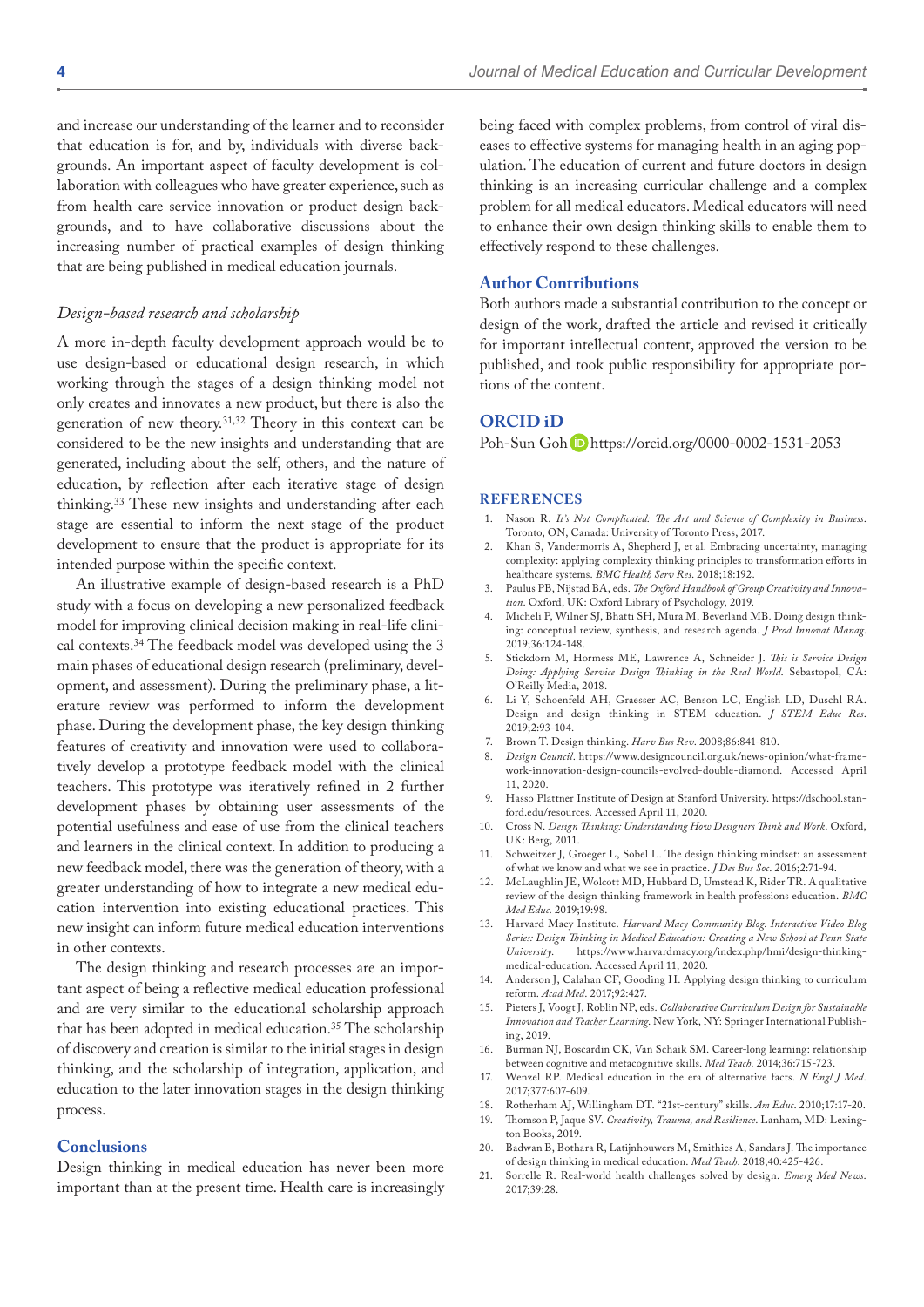and increase our understanding of the learner and to reconsider that education is for, and by, individuals with diverse backgrounds. An important aspect of faculty development is collaboration with colleagues who have greater experience, such as from health care service innovation or product design backgrounds, and to have collaborative discussions about the increasing number of practical examples of design thinking that are being published in medical education journals.

### *Design-based research and scholarship*

A more in-depth faculty development approach would be to use design-based or educational design research, in which working through the stages of a design thinking model not only creates and innovates a new product, but there is also the generation of new theory.[31,32] Theory in this context can be considered to be the new insights and understanding that are generated, including about the self, others, and the nature of education, by reflection after each iterative stage of design thinking.[33] These new insights and understanding after each stage are essential to inform the next stage of the product development to ensure that the product is appropriate for its intended purpose within the specific context.

An illustrative example of design-based research is a PhD study with a focus on developing a new personalized feedback model for improving clinical decision making in real-life clinical contexts.[34] The feedback model was developed using the 3 main phases of educational design research (preliminary, development, and assessment). During the preliminary phase, a literature review was performed to inform the development phase. During the development phase, the key design thinking features of creativity and innovation were used to collaboratively develop a prototype feedback model with the clinical teachers. This prototype was iteratively refined in 2 further development phases by obtaining user assessments of the potential usefulness and ease of use from the clinical teachers and learners in the clinical context. In addition to producing a new feedback model, there was the generation of theory, with a greater understanding of how to integrate a new medical education intervention into existing educational practices. This new insight can inform future medical education interventions in other contexts.

The design thinking and research processes are an important aspect of being a reflective medical education professional and are very similar to the educational scholarship approach that has been adopted in medical education.[35] The scholarship of discovery and creation is similar to the initial stages in design thinking, and the scholarship of integration, application, and education to the later innovation stages in the design thinking process.

## Conclusions

Design thinking in medical education has never been more important than at the present time. Health care is increasingly being faced with complex problems, from control of viral diseases to effective systems for managing health in an aging population. The education of current and future doctors in design thinking is an increasing curricular challenge and a complex problem for all medical educators. Medical educators will need to enhance their own design thinking skills to enable them to effectively respond to these challenges.

## Author Contributions

Both authors made a substantial contribution to the concept or design of the work, drafted the article and revised it critically for important intellectual content, approved the version to be published, and took public responsibility for appropriate portions of the content.

## ORCID iD

Poh-Sun Goh https://orcid.org/0000-0002-1531-2053

## REFERENCES

1. Nason R. *It's Not Complicated: The Art and Science of Complexity in Business*. Toronto, ON, Canada: University of Toronto Press, 2017.
2. Khan S, Vandermorris A, Shepherd J, et al. Embracing uncertainty, managing complexity: applying complexity thinking principles to transformation efforts in healthcare systems. *BMC Health Serv Res*. 2018;18:192.
3. Paulus PB, Nijstad BA, eds. *The Oxford Handbook of Group Creativity and Innovation*. Oxford, UK: Oxford Library of Psychology, 2019.
4. Micheli P, Wilner SJ, Bhatti SH, Mura M, Beverland MB. Doing design thinking: conceptual review, synthesis, and research agenda. *J Prod Innovat Manag*. 2019;36:124-148.
5. Stickdorn M, Hormess ME, Lawrence A, Schneider J. *This is Service Design Doing: Applying Service Design Thinking in the Real World*. Sebastopol, CA: O'Reilly Media, 2018.
6. Li Y, Schoenfeld AH, Graesser AC, Benson LC, English LD, Duschl RA. Design and design thinking in STEM education. *J STEM Educ Res*. 2019;2:93-104.
7. Brown T. Design thinking. *Harv Bus Rev*. 2008;86:841-810.
8. *Design Council*. https://www.designcouncil.org.uk/news-opinion/what-framework-innovation-design-councils-evolved-double-diamond. Accessed April 11, 2020.
9. Hasso Plattner Institute of Design at Stanford University. https://dschool.stanford.edu/resources. Accessed April 11, 2020.
10. Cross N. *Design Thinking: Understanding How Designers Think and Work*. Oxford, UK: Berg, 2011.
11. Schweitzer J, Groeger L, Sobel L. The design thinking mindset: an assessment of what we know and what we see in practice. *J Des Bus Soc*. 2016;2:71-94.
12. McLaughlin JE, Wolcott MD, Hubbard D, Umstead K, Rider TR. A qualitative review of the design thinking framework in health professions education. *BMC Med Educ*. 2019;19:98.
13. Harvard Macy Institute. *Harvard Macy Community Blog. Interactive Video Blog Series: Design Thinking in Medical Education: Creating a New School at Penn State University*. https://www.harvardmacy.org/index.php/hmi/design-thinking-medical-education. Accessed April 11, 2020.
14. Anderson J, Calahan CF, Gooding H. Applying design thinking to curriculum reform. *Acad Med*. 2017;92:427.
15. Pieters J, Voogt J, Roblin NP, eds. *Collaborative Curriculum Design for Sustainable Innovation and Teacher Learning*. New York, NY: Springer International Publishing, 2019.
16. Burman NJ, Boscardin CK, Van Schaik SM. Career-long learning: relationship between cognitive and metacognitive skills. *Med Teach*. 2014;36:715-723.
17. Wenzel RP. Medical education in the era of alternative facts. *N Engl J Med*. 2017;377:607-609.
18. Rotherham AJ, Willingham DT. "21st-century" skills. *Am Educ*. 2010;17:17-20.
19. Thomson P, Jaque SV. *Creativity, Trauma, and Resilience*. Lanham, MD: Lexington Books, 2019.
20. Badwan B, Bothara R, Latijnhouwers M, Smithies A, Sandars J. The importance of design thinking in medical education. *Med Teach*. 2018;40:425-426.
21. Sorrelle R. Real-world health challenges solved by design. *Emerg Med News*. 2017;39:28.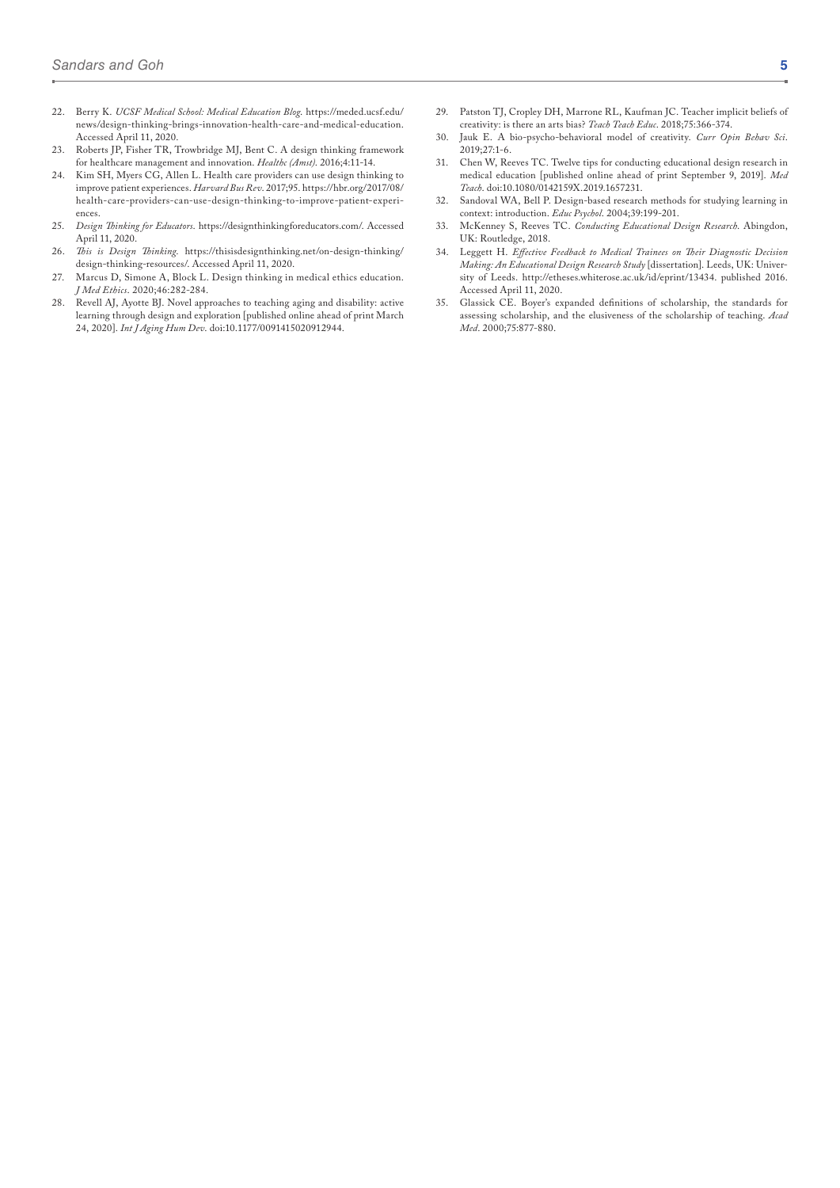22. Berry K. *UCSF Medical School: Medical Education Blog.* https://meded.ucsf.edu/news/design-thinking-brings-innovation-health-care-and-medical-education. Accessed April 11, 2020.
23. Roberts JP, Fisher TR, Trowbridge MJ, Bent C. A design thinking framework for healthcare management and innovation. *Healthc (Amst).* 2016;4:11-14.
24. Kim SH, Myers CG, Allen L. Health care providers can use design thinking to improve patient experiences. *Harvard Bus Rev.* 2017;95. https://hbr.org/2017/08/health-care-providers-can-use-design-thinking-to-improve-patient-experiences.
25. *Design Thinking for Educators.* https://designthinkingforeducators.com/. Accessed April 11, 2020.
26. *This is Design Thinking.* https://thisisdesignthinking.net/on-design-thinking/design-thinking-resources/. Accessed April 11, 2020.
27. Marcus D, Simone A, Block L. Design thinking in medical ethics education. *J Med Ethics*. 2020;46:282-284.
28. Revell AJ, Ayotte BJ. Novel approaches to teaching aging and disability: active learning through design and exploration [published online ahead of print March 24, 2020]. *Int J Aging Hum Dev*. doi:10.1177/0091415020912944.
29. Patston TJ, Cropley DH, Marrone RL, Kaufman JC. Teacher implicit beliefs of creativity: is there an arts bias? *Teach Teach Educ*. 2018;75:366-374.
30. Jauk E. A bio-psycho-behavioral model of creativity. *Curr Opin Behav Sci*. 2019;27:1-6.
31. Chen W, Reeves TC. Twelve tips for conducting educational design research in medical education [published online ahead of print September 9, 2019]. *Med Teach*. doi:10.1080/0142159X.2019.1657231.
32. Sandoval WA, Bell P. Design-based research methods for studying learning in context: introduction. *Educ Psychol*. 2004;39:199-201.
33. McKenney S, Reeves TC. *Conducting Educational Design Research.* Abingdon, UK: Routledge, 2018.
34. Leggett H. *Effective Feedback to Medical Trainees on Their Diagnostic Decision Making: An Educational Design Research Study* [dissertation]. Leeds, UK: University of Leeds. http://etheses.whiterose.ac.uk/id/eprint/13434. published 2016. Accessed April 11, 2020.
35. Glassick CE. Boyer's expanded definitions of scholarship, the standards for assessing scholarship, and the elusiveness of the scholarship of teaching. *Acad Med*. 2000;75:877-880.